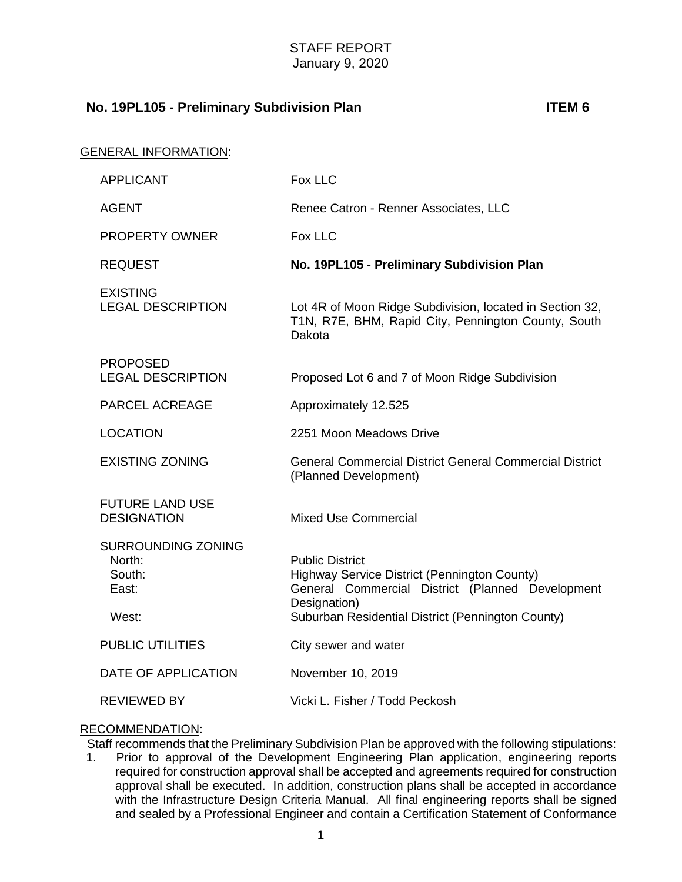STAFF REPORT
January 9, 2020

## No. 19PL105 - Preliminary Subdivision Plan ITEM 6

GENERAL INFORMATION:

| | |
|---|---|
| APPLICANT | Fox LLC |
| AGENT | Renee Catron - Renner Associates, LLC |
| PROPERTY OWNER | Fox LLC |
| REQUEST | **No. 19PL105 - Preliminary Subdivision Plan** |
| EXISTING LEGAL DESCRIPTION | Lot 4R of Moon Ridge Subdivision, located in Section 32, T1N, R7E, BHM, Rapid City, Pennington County, South Dakota |
| PROPOSED LEGAL DESCRIPTION | Proposed Lot 6 and 7 of Moon Ridge Subdivision |
| PARCEL ACREAGE | Approximately 12.525 |
| LOCATION | 2251 Moon Meadows Drive |
| EXISTING ZONING | General Commercial District General Commercial District (Planned Development) |
| FUTURE LAND USE DESIGNATION | Mixed Use Commercial |
| SURROUNDING ZONING | |
| North: | Public District |
| South: | Highway Service District (Pennington County) |
| East: | General Commercial District (Planned Development Designation) |
| West: | Suburban Residential District (Pennington County) |
| PUBLIC UTILITIES | City sewer and water |
| DATE OF APPLICATION | November 10, 2019 |
| REVIEWED BY | Vicki L. Fisher / Todd Peckosh |

RECOMMENDATION:

Staff recommends that the Preliminary Subdivision Plan be approved with the following stipulations:

1. Prior to approval of the Development Engineering Plan application, engineering reports required for construction approval shall be accepted and agreements required for construction approval shall be executed. In addition, construction plans shall be accepted in accordance with the Infrastructure Design Criteria Manual. All final engineering reports shall be signed and sealed by a Professional Engineer and contain a Certification Statement of Conformance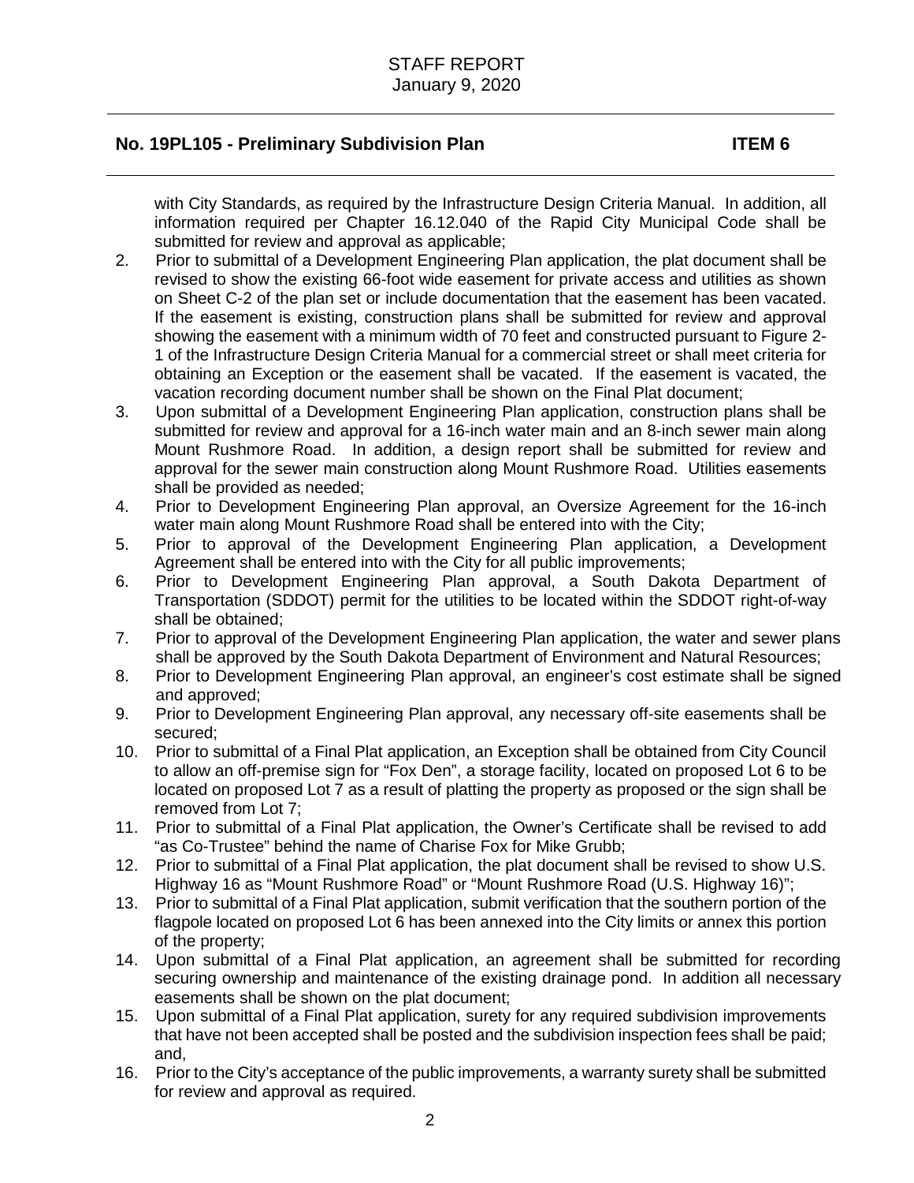with City Standards, as required by the Infrastructure Design Criteria Manual. In addition, all information required per Chapter 16.12.040 of the Rapid City Municipal Code shall be submitted for review and approval as applicable;

2. Prior to submittal of a Development Engineering Plan application, the plat document shall be revised to show the existing 66-foot wide easement for private access and utilities as shown on Sheet C-2 of the plan set or include documentation that the easement has been vacated. If the easement is existing, construction plans shall be submitted for review and approval showing the easement with a minimum width of 70 feet and constructed pursuant to Figure 2-1 of the Infrastructure Design Criteria Manual for a commercial street or shall meet criteria for obtaining an Exception or the easement shall be vacated. If the easement is vacated, the vacation recording document number shall be shown on the Final Plat document;
3. Upon submittal of a Development Engineering Plan application, construction plans shall be submitted for review and approval for a 16-inch water main and an 8-inch sewer main along Mount Rushmore Road. In addition, a design report shall be submitted for review and approval for the sewer main construction along Mount Rushmore Road. Utilities easements shall be provided as needed;
4. Prior to Development Engineering Plan approval, an Oversize Agreement for the 16-inch water main along Mount Rushmore Road shall be entered into with the City;
5. Prior to approval of the Development Engineering Plan application, a Development Agreement shall be entered into with the City for all public improvements;
6. Prior to Development Engineering Plan approval, a South Dakota Department of Transportation (SDDOT) permit for the utilities to be located within the SDDOT right-of-way shall be obtained;
7. Prior to approval of the Development Engineering Plan application, the water and sewer plans shall be approved by the South Dakota Department of Environment and Natural Resources;
8. Prior to Development Engineering Plan approval, an engineer's cost estimate shall be signed and approved;
9. Prior to Development Engineering Plan approval, any necessary off-site easements shall be secured;
10. Prior to submittal of a Final Plat application, an Exception shall be obtained from City Council to allow an off-premise sign for "Fox Den", a storage facility, located on proposed Lot 6 to be located on proposed Lot 7 as a result of platting the property as proposed or the sign shall be removed from Lot 7;
11. Prior to submittal of a Final Plat application, the Owner's Certificate shall be revised to add "as Co-Trustee" behind the name of Charise Fox for Mike Grubb;
12. Prior to submittal of a Final Plat application, the plat document shall be revised to show U.S. Highway 16 as "Mount Rushmore Road" or "Mount Rushmore Road (U.S. Highway 16)";
13. Prior to submittal of a Final Plat application, submit verification that the southern portion of the flagpole located on proposed Lot 6 has been annexed into the City limits or annex this portion of the property;
14. Upon submittal of a Final Plat application, an agreement shall be submitted for recording securing ownership and maintenance of the existing drainage pond. In addition all necessary easements shall be shown on the plat document;
15. Upon submittal of a Final Plat application, surety for any required subdivision improvements that have not been accepted shall be posted and the subdivision inspection fees shall be paid; and,
16. Prior to the City's acceptance of the public improvements, a warranty surety shall be submitted for review and approval as required.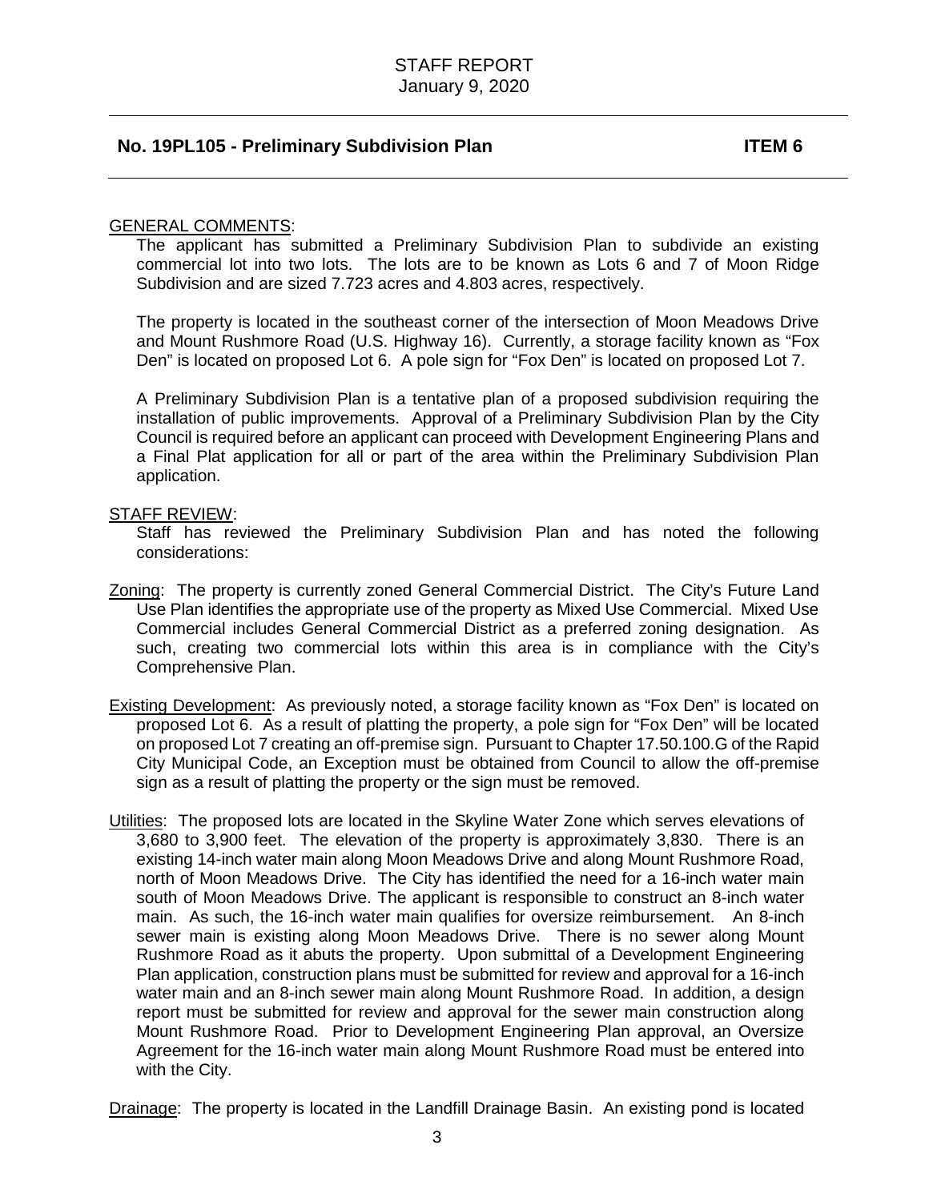STAFF REPORT
January 9, 2020

**No. 19PL105 - Preliminary Subdivision Plan** **ITEM 6**

GENERAL COMMENTS:

The applicant has submitted a Preliminary Subdivision Plan to subdivide an existing commercial lot into two lots. The lots are to be known as Lots 6 and 7 of Moon Ridge Subdivision and are sized 7.723 acres and 4.803 acres, respectively.

The property is located in the southeast corner of the intersection of Moon Meadows Drive and Mount Rushmore Road (U.S. Highway 16). Currently, a storage facility known as "Fox Den" is located on proposed Lot 6. A pole sign for "Fox Den" is located on proposed Lot 7.

A Preliminary Subdivision Plan is a tentative plan of a proposed subdivision requiring the installation of public improvements. Approval of a Preliminary Subdivision Plan by the City Council is required before an applicant can proceed with Development Engineering Plans and a Final Plat application for all or part of the area within the Preliminary Subdivision Plan application.

STAFF REVIEW:

Staff has reviewed the Preliminary Subdivision Plan and has noted the following considerations:

Zoning: The property is currently zoned General Commercial District. The City's Future Land Use Plan identifies the appropriate use of the property as Mixed Use Commercial. Mixed Use Commercial includes General Commercial District as a preferred zoning designation. As such, creating two commercial lots within this area is in compliance with the City's Comprehensive Plan.

Existing Development: As previously noted, a storage facility known as "Fox Den" is located on proposed Lot 6. As a result of platting the property, a pole sign for "Fox Den" will be located on proposed Lot 7 creating an off-premise sign. Pursuant to Chapter 17.50.100.G of the Rapid City Municipal Code, an Exception must be obtained from Council to allow the off-premise sign as a result of platting the property or the sign must be removed.

Utilities: The proposed lots are located in the Skyline Water Zone which serves elevations of 3,680 to 3,900 feet. The elevation of the property is approximately 3,830. There is an existing 14-inch water main along Moon Meadows Drive and along Mount Rushmore Road, north of Moon Meadows Drive. The City has identified the need for a 16-inch water main south of Moon Meadows Drive. The applicant is responsible to construct an 8-inch water main. As such, the 16-inch water main qualifies for oversize reimbursement. An 8-inch sewer main is existing along Moon Meadows Drive. There is no sewer along Mount Rushmore Road as it abuts the property. Upon submittal of a Development Engineering Plan application, construction plans must be submitted for review and approval for a 16-inch water main and an 8-inch sewer main along Mount Rushmore Road. In addition, a design report must be submitted for review and approval for the sewer main construction along Mount Rushmore Road. Prior to Development Engineering Plan approval, an Oversize Agreement for the 16-inch water main along Mount Rushmore Road must be entered into with the City.

Drainage: The property is located in the Landfill Drainage Basin. An existing pond is located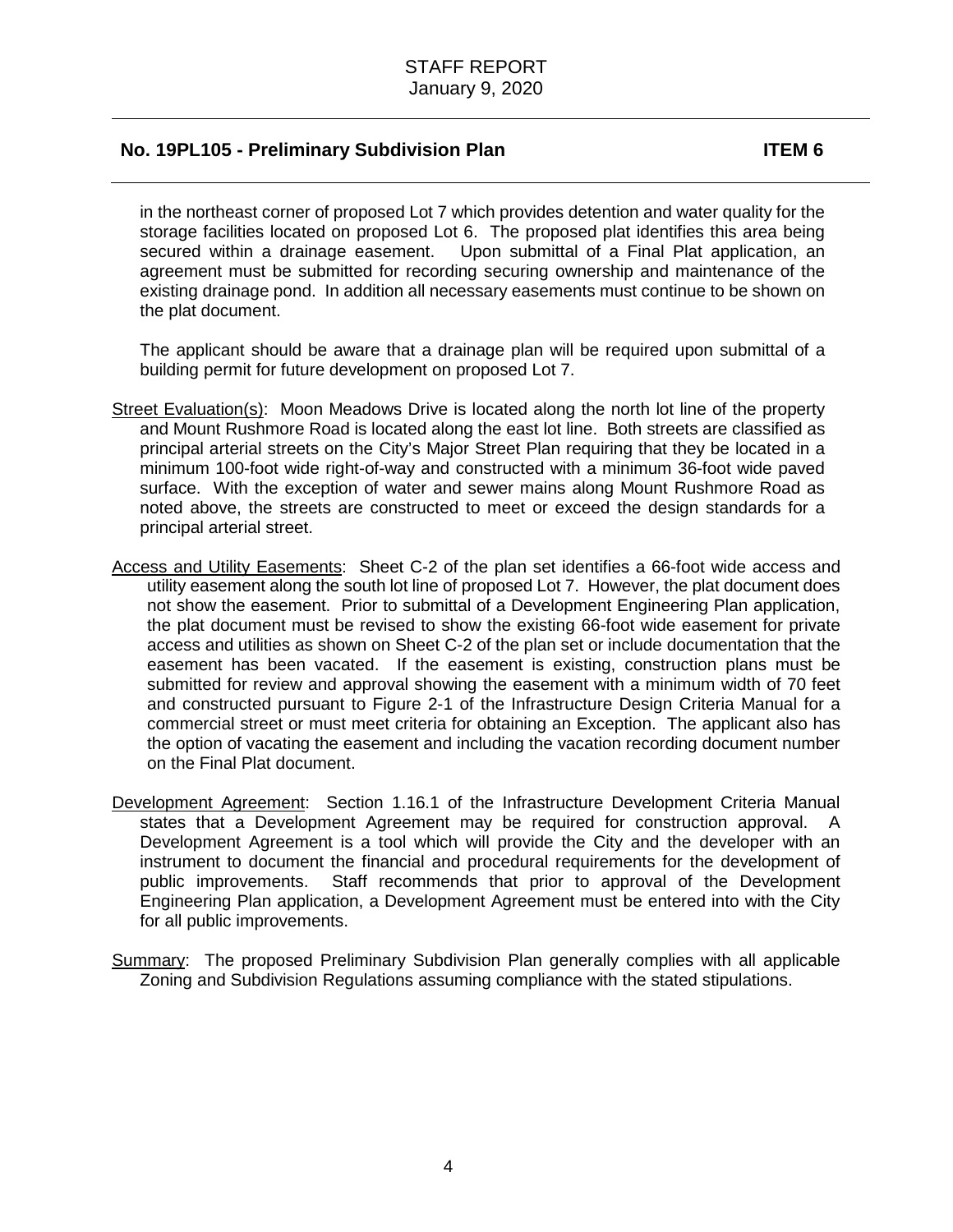in the northeast corner of proposed Lot 7 which provides detention and water quality for the storage facilities located on proposed Lot 6. The proposed plat identifies this area being secured within a drainage easement. Upon submittal of a Final Plat application, an agreement must be submitted for recording securing ownership and maintenance of the existing drainage pond. In addition all necessary easements must continue to be shown on the plat document.

The applicant should be aware that a drainage plan will be required upon submittal of a building permit for future development on proposed Lot 7.

Street Evaluation(s): Moon Meadows Drive is located along the north lot line of the property and Mount Rushmore Road is located along the east lot line. Both streets are classified as principal arterial streets on the City's Major Street Plan requiring that they be located in a minimum 100-foot wide right-of-way and constructed with a minimum 36-foot wide paved surface. With the exception of water and sewer mains along Mount Rushmore Road as noted above, the streets are constructed to meet or exceed the design standards for a principal arterial street.

Access and Utility Easements: Sheet C-2 of the plan set identifies a 66-foot wide access and utility easement along the south lot line of proposed Lot 7. However, the plat document does not show the easement. Prior to submittal of a Development Engineering Plan application, the plat document must be revised to show the existing 66-foot wide easement for private access and utilities as shown on Sheet C-2 of the plan set or include documentation that the easement has been vacated. If the easement is existing, construction plans must be submitted for review and approval showing the easement with a minimum width of 70 feet and constructed pursuant to Figure 2-1 of the Infrastructure Design Criteria Manual for a commercial street or must meet criteria for obtaining an Exception. The applicant also has the option of vacating the easement and including the vacation recording document number on the Final Plat document.

Development Agreement: Section 1.16.1 of the Infrastructure Development Criteria Manual states that a Development Agreement may be required for construction approval. A Development Agreement is a tool which will provide the City and the developer with an instrument to document the financial and procedural requirements for the development of public improvements. Staff recommends that prior to approval of the Development Engineering Plan application, a Development Agreement must be entered into with the City for all public improvements.

Summary: The proposed Preliminary Subdivision Plan generally complies with all applicable Zoning and Subdivision Regulations assuming compliance with the stated stipulations.